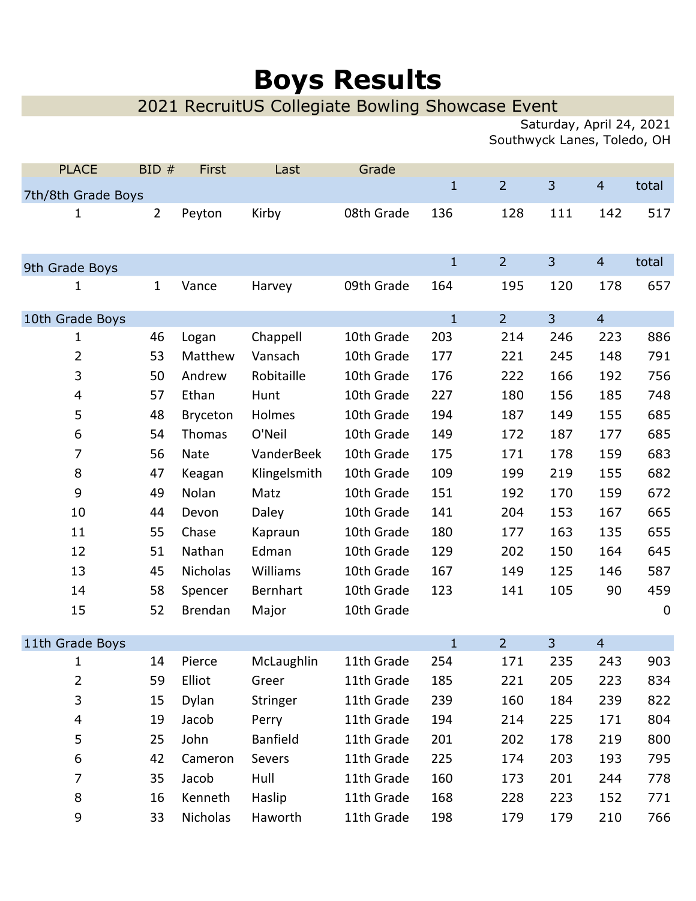# Boys Results

## 2021 RecruitUS Collegiate Bowling Showcase Event

Saturday, April 24, 2021
Southwyck Lanes, Toledo, OH

| PLACE | BID # | First | Last | Grade | 1 | 2 | 3 | 4 | total |
|---|---|---|---|---|---|---|---|---|---|
| **7th/8th Grade Boys** | | | | | 1 | 2 | 3 | 4 | total |
| 1 | 2 | Peyton | Kirby | 08th Grade | 136 | 128 | 111 | 142 | 517 |
| **9th Grade Boys** | | | | | 1 | 2 | 3 | 4 | total |
| 1 | 1 | Vance | Harvey | 09th Grade | 164 | 195 | 120 | 178 | 657 |
| **10th Grade Boys** | | | | | 1 | 2 | 3 | 4 | |
| 1 | 46 | Logan | Chappell | 10th Grade | 203 | 214 | 246 | 223 | 886 |
| 2 | 53 | Matthew | Vansach | 10th Grade | 177 | 221 | 245 | 148 | 791 |
| 3 | 50 | Andrew | Robitaille | 10th Grade | 176 | 222 | 166 | 192 | 756 |
| 4 | 57 | Ethan | Hunt | 10th Grade | 227 | 180 | 156 | 185 | 748 |
| 5 | 48 | Bryceton | Holmes | 10th Grade | 194 | 187 | 149 | 155 | 685 |
| 6 | 54 | Thomas | O'Neil | 10th Grade | 149 | 172 | 187 | 177 | 685 |
| 7 | 56 | Nate | VanderBeek | 10th Grade | 175 | 171 | 178 | 159 | 683 |
| 8 | 47 | Keagan | Klingelsmith | 10th Grade | 109 | 199 | 219 | 155 | 682 |
| 9 | 49 | Nolan | Matz | 10th Grade | 151 | 192 | 170 | 159 | 672 |
| 10 | 44 | Devon | Daley | 10th Grade | 141 | 204 | 153 | 167 | 665 |
| 11 | 55 | Chase | Kapraun | 10th Grade | 180 | 177 | 163 | 135 | 655 |
| 12 | 51 | Nathan | Edman | 10th Grade | 129 | 202 | 150 | 164 | 645 |
| 13 | 45 | Nicholas | Williams | 10th Grade | 167 | 149 | 125 | 146 | 587 |
| 14 | 58 | Spencer | Bernhart | 10th Grade | 123 | 141 | 105 | 90 | 459 |
| 15 | 52 | Brendan | Major | 10th Grade | | | | | 0 |
| **11th Grade Boys** | | | | | 1 | 2 | 3 | 4 | |
| 1 | 14 | Pierce | McLaughlin | 11th Grade | 254 | 171 | 235 | 243 | 903 |
| 2 | 59 | Elliot | Greer | 11th Grade | 185 | 221 | 205 | 223 | 834 |
| 3 | 15 | Dylan | Stringer | 11th Grade | 239 | 160 | 184 | 239 | 822 |
| 4 | 19 | Jacob | Perry | 11th Grade | 194 | 214 | 225 | 171 | 804 |
| 5 | 25 | John | Banfield | 11th Grade | 201 | 202 | 178 | 219 | 800 |
| 6 | 42 | Cameron | Severs | 11th Grade | 225 | 174 | 203 | 193 | 795 |
| 7 | 35 | Jacob | Hull | 11th Grade | 160 | 173 | 201 | 244 | 778 |
| 8 | 16 | Kenneth | Haslip | 11th Grade | 168 | 228 | 223 | 152 | 771 |
| 9 | 33 | Nicholas | Haworth | 11th Grade | 198 | 179 | 179 | 210 | 766 |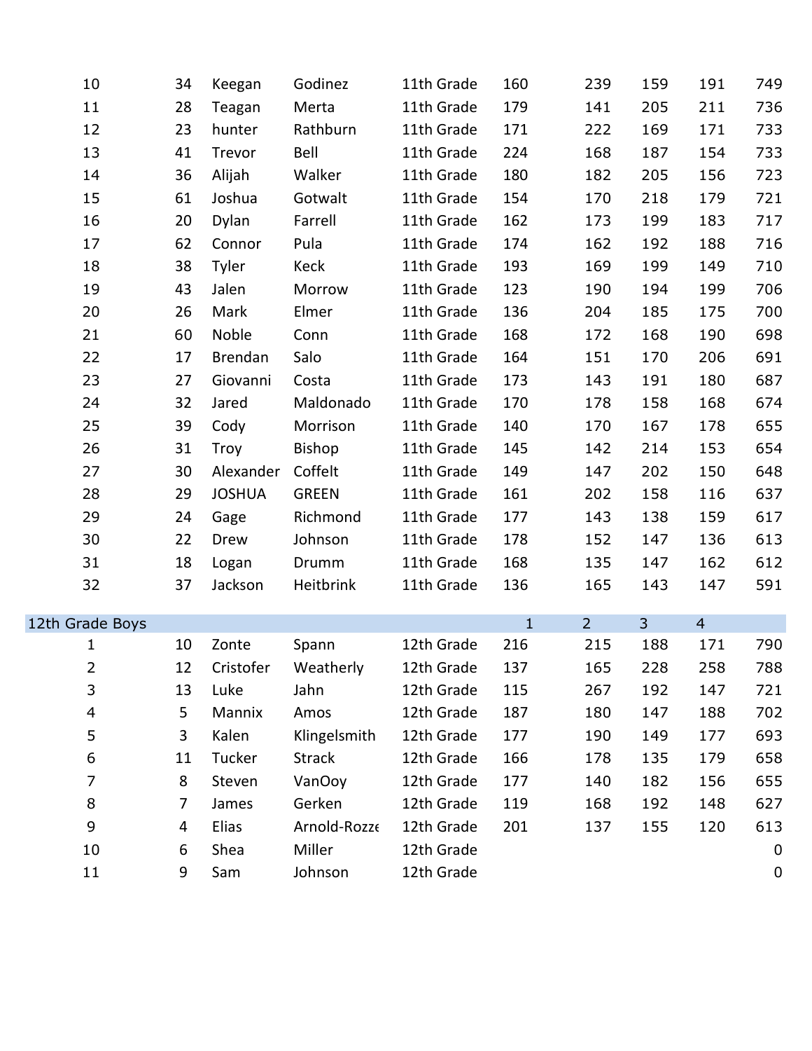| | | | | | | | | | |
|---|---|---|---|---|---|---|---|---|---|
| 10 | 34 | Keegan | Godinez | 11th Grade | 160 | 239 | 159 | 191 | 749 |
| 11 | 28 | Teagan | Merta | 11th Grade | 179 | 141 | 205 | 211 | 736 |
| 12 | 23 | hunter | Rathburn | 11th Grade | 171 | 222 | 169 | 171 | 733 |
| 13 | 41 | Trevor | Bell | 11th Grade | 224 | 168 | 187 | 154 | 733 |
| 14 | 36 | Alijah | Walker | 11th Grade | 180 | 182 | 205 | 156 | 723 |
| 15 | 61 | Joshua | Gotwalt | 11th Grade | 154 | 170 | 218 | 179 | 721 |
| 16 | 20 | Dylan | Farrell | 11th Grade | 162 | 173 | 199 | 183 | 717 |
| 17 | 62 | Connor | Pula | 11th Grade | 174 | 162 | 192 | 188 | 716 |
| 18 | 38 | Tyler | Keck | 11th Grade | 193 | 169 | 199 | 149 | 710 |
| 19 | 43 | Jalen | Morrow | 11th Grade | 123 | 190 | 194 | 199 | 706 |
| 20 | 26 | Mark | Elmer | 11th Grade | 136 | 204 | 185 | 175 | 700 |
| 21 | 60 | Noble | Conn | 11th Grade | 168 | 172 | 168 | 190 | 698 |
| 22 | 17 | Brendan | Salo | 11th Grade | 164 | 151 | 170 | 206 | 691 |
| 23 | 27 | Giovanni | Costa | 11th Grade | 173 | 143 | 191 | 180 | 687 |
| 24 | 32 | Jared | Maldonado | 11th Grade | 170 | 178 | 158 | 168 | 674 |
| 25 | 39 | Cody | Morrison | 11th Grade | 140 | 170 | 167 | 178 | 655 |
| 26 | 31 | Troy | Bishop | 11th Grade | 145 | 142 | 214 | 153 | 654 |
| 27 | 30 | Alexander | Coffelt | 11th Grade | 149 | 147 | 202 | 150 | 648 |
| 28 | 29 | JOSHUA | GREEN | 11th Grade | 161 | 202 | 158 | 116 | 637 |
| 29 | 24 | Gage | Richmond | 11th Grade | 177 | 143 | 138 | 159 | 617 |
| 30 | 22 | Drew | Johnson | 11th Grade | 178 | 152 | 147 | 136 | 613 |
| 31 | 18 | Logan | Drumm | 11th Grade | 168 | 135 | 147 | 162 | 612 |
| 32 | 37 | Jackson | Heitbrink | 11th Grade | 136 | 165 | 143 | 147 | 591 |

| 12th Grade Boys | | | | | 1 | 2 | 3 | 4 | |
|---|---|---|---|---|---|---|---|---|---|
| 1 | 10 | Zonte | Spann | 12th Grade | 216 | 215 | 188 | 171 | 790 |
| 2 | 12 | Cristofer | Weatherly | 12th Grade | 137 | 165 | 228 | 258 | 788 |
| 3 | 13 | Luke | Jahn | 12th Grade | 115 | 267 | 192 | 147 | 721 |
| 4 | 5 | Mannix | Amos | 12th Grade | 187 | 180 | 147 | 188 | 702 |
| 5 | 3 | Kalen | Klingelsmith | 12th Grade | 177 | 190 | 149 | 177 | 693 |
| 6 | 11 | Tucker | Strack | 12th Grade | 166 | 178 | 135 | 179 | 658 |
| 7 | 8 | Steven | VanOoy | 12th Grade | 177 | 140 | 182 | 156 | 655 |
| 8 | 7 | James | Gerken | 12th Grade | 119 | 168 | 192 | 148 | 627 |
| 9 | 4 | Elias | Arnold-Rozze | 12th Grade | 201 | 137 | 155 | 120 | 613 |
| 10 | 6 | Shea | Miller | 12th Grade | | | | | 0 |
| 11 | 9 | Sam | Johnson | 12th Grade | | | | | 0 |